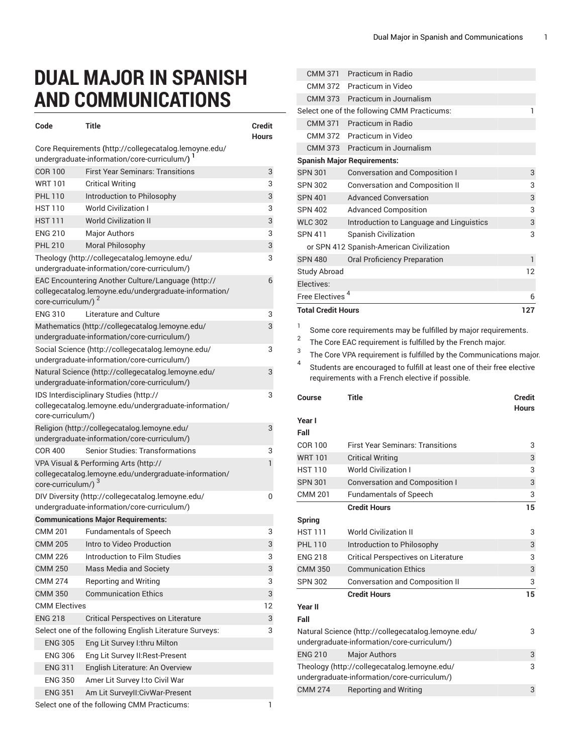# DUAL MAJOR IN SPANISH AND COMMUNICATIONS

| Code | Title | Credit Hours |
|---|---|---|
| **Core Requirements (http://collegecatalog.lemoyne.edu/undergraduate-information/core-curriculum/)** [1] | | |
| COR 100 | First Year Seminars: Transitions | 3 |
| WRT 101 | Critical Writing | 3 |
| PHL 110 | Introduction to Philosophy | 3 |
| HST 110 | World Civilization I | 3 |
| HST 111 | World Civilization II | 3 |
| ENG 210 | Major Authors | 3 |
| PHL 210 | Moral Philosophy | 3 |
| Theology (http://collegecatalog.lemoyne.edu/undergraduate-information/core-curriculum/) | | 3 |
| EAC Encountering Another Culture/Language (http://collegecatalog.lemoyne.edu/undergraduate-information/core-curriculum/) [2] | | 6 |
| ENG 310 | Literature and Culture | 3 |
| Mathematics (http://collegecatalog.lemoyne.edu/undergraduate-information/core-curriculum/) | | 3 |
| Social Science (http://collegecatalog.lemoyne.edu/undergraduate-information/core-curriculum/) | | 3 |
| Natural Science (http://collegecatalog.lemoyne.edu/undergraduate-information/core-curriculum/) | | 3 |
| IDS Interdisciplinary Studies (http://collegecatalog.lemoyne.edu/undergraduate-information/core-curriculum/) | | 3 |
| Religion (http://collegecatalog.lemoyne.edu/undergraduate-information/core-curriculum/) | | 3 |
| COR 400 | Senior Studies: Transformations | 3 |
| VPA Visual & Performing Arts (http://collegecatalog.lemoyne.edu/undergraduate-information/core-curriculum/) [3] | | 1 |
| DIV Diversity (http://collegecatalog.lemoyne.edu/undergraduate-information/core-curriculum/) | | 0 |
| **Communications Major Requirements:** | | |
| CMM 201 | Fundamentals of Speech | 3 |
| CMM 205 | Intro to Video Production | 3 |
| CMM 226 | Introduction to Film Studies | 3 |
| CMM 250 | Mass Media and Society | 3 |
| CMM 274 | Reporting and Writing | 3 |
| CMM 350 | Communication Ethics | 3 |
| CMM Electives | | 12 |
| ENG 218 | Critical Perspectives on Literature | 3 |
| Select one of the following English Literature Surveys: | | 3 |
| ENG 305 | Eng Lit Survey I:thru Milton | |
| ENG 306 | Eng Lit Survey II:Rest-Present | |
| ENG 311 | English Literature: An Overview | |
| ENG 350 | Amer Lit Survey I:to Civil War | |
| ENG 351 | Am Lit SurveyII:CivWar-Present | |
| Select one of the following CMM Practicums: | | 1 |
| CMM 371 | Practicum in Radio | |
| CMM 372 | Practicum in Video | |
| CMM 373 | Practicum in Journalism | |
| Select one of the following CMM Practicums: | | 1 |
| CMM 371 | Practicum in Radio | |
| CMM 372 | Practicum in Video | |
| CMM 373 | Practicum in Journalism | |
| **Spanish Major Requirements:** | | |
| SPN 301 | Conversation and Composition I | 3 |
| SPN 302 | Conversation and Composition II | 3 |
| SPN 401 | Advanced Conversation | 3 |
| SPN 402 | Advanced Composition | 3 |
| WLC 302 | Introduction to Language and Linguistics | 3 |
| SPN 411 | Spanish Civilization | 3 |
| or SPN 412 | Spanish-American Civilization | |
| SPN 480 | Oral Proficiency Preparation | 1 |
| Study Abroad | | 12 |
| Electives: | | |
| Free Electives [4] | | 6 |
| **Total Credit Hours** | | **127** |

[1] Some core requirements may be fulfilled by major requirements.

[2] The Core EAC requirement is fulfilled by the French major.

[3] The Core VPA requirement is fulfilled by the Communications major.

[4] Students are encouraged to fulfill at least one of their free elective requirements with a French elective if possible.

| Course | Title | Credit Hours |
|---|---|---|
| **Year I** | | |
| **Fall** | | |
| COR 100 | First Year Seminars: Transitions | 3 |
| WRT 101 | Critical Writing | 3 |
| HST 110 | World Civilization I | 3 |
| SPN 301 | Conversation and Composition I | 3 |
| CMM 201 | Fundamentals of Speech | 3 |
| | **Credit Hours** | **15** |
| **Spring** | | |
| HST 111 | World Civilization II | 3 |
| PHL 110 | Introduction to Philosophy | 3 |
| ENG 218 | Critical Perspectives on Literature | 3 |
| CMM 350 | Communication Ethics | 3 |
| SPN 302 | Conversation and Composition II | 3 |
| | **Credit Hours** | **15** |
| **Year II** | | |
| **Fall** | | |
| Natural Science (http://collegecatalog.lemoyne.edu/undergraduate-information/core-curriculum/) | | 3 |
| ENG 210 | Major Authors | 3 |
| Theology (http://collegecatalog.lemoyne.edu/undergraduate-information/core-curriculum/) | | 3 |
| CMM 274 | Reporting and Writing | 3 |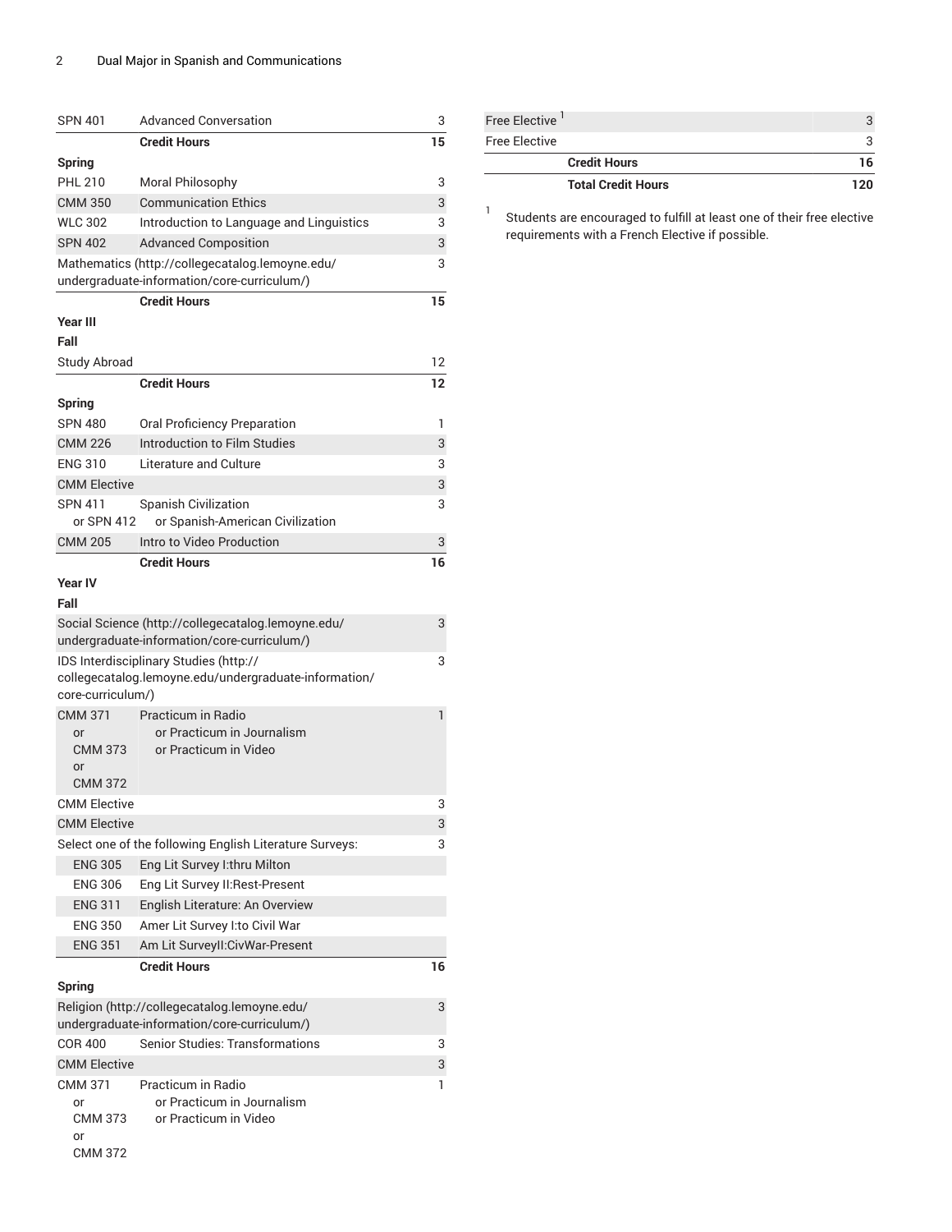| | | |
|---|---|---|
| SPN 401 | Advanced Conversation | 3 |
| | **Credit Hours** | **15** |
| **Spring** | | |
| PHL 210 | Moral Philosophy | 3 |
| CMM 350 | Communication Ethics | 3 |
| WLC 302 | Introduction to Language and Linguistics | 3 |
| SPN 402 | Advanced Composition | 3 |
| Mathematics (http://collegecatalog.lemoyne.edu/undergraduate-information/core-curriculum/) | | 3 |
| | **Credit Hours** | **15** |
| **Year III** | | |
| **Fall** | | |
| Study Abroad | | 12 |
| | **Credit Hours** | **12** |
| **Spring** | | |
| SPN 480 | Oral Proficiency Preparation | 1 |
| CMM 226 | Introduction to Film Studies | 3 |
| ENG 310 | Literature and Culture | 3 |
| CMM Elective | | 3 |
| SPN 411 or SPN 412 | Spanish Civilization or Spanish-American Civilization | 3 |
| CMM 205 | Intro to Video Production | 3 |
| | **Credit Hours** | **16** |
| **Year IV** | | |
| **Fall** | | |
| Social Science (http://collegecatalog.lemoyne.edu/undergraduate-information/core-curriculum/) | | 3 |
| IDS Interdisciplinary Studies (http://collegecatalog.lemoyne.edu/undergraduate-information/core-curriculum/) | | 3 |
| CMM 371 or CMM 373 or CMM 372 | Practicum in Radio or Practicum in Journalism or Practicum in Video | 1 |
| CMM Elective | | 3 |
| CMM Elective | | 3 |
| Select one of the following English Literature Surveys: | | 3 |
| ENG 305 | Eng Lit Survey I:thru Milton | |
| ENG 306 | Eng Lit Survey II:Rest-Present | |
| ENG 311 | English Literature: An Overview | |
| ENG 350 | Amer Lit Survey I:to Civil War | |
| ENG 351 | Am Lit SurveyII:CivWar-Present | |
| | **Credit Hours** | **16** |
| **Spring** | | |
| Religion (http://collegecatalog.lemoyne.edu/undergraduate-information/core-curriculum/) | | 3 |
| COR 400 | Senior Studies: Transformations | 3 |
| CMM Elective | | 3 |
| CMM 371 or CMM 373 or CMM 372 | Practicum in Radio or Practicum in Journalism or Practicum in Video | 1 |
| Free Elective [1] | | 3 |
| Free Elective | | 3 |
| | **Credit Hours** | **16** |
| | **Total Credit Hours** | **120** |

[1] Students are encouraged to fulfill at least one of their free elective requirements with a French Elective if possible.